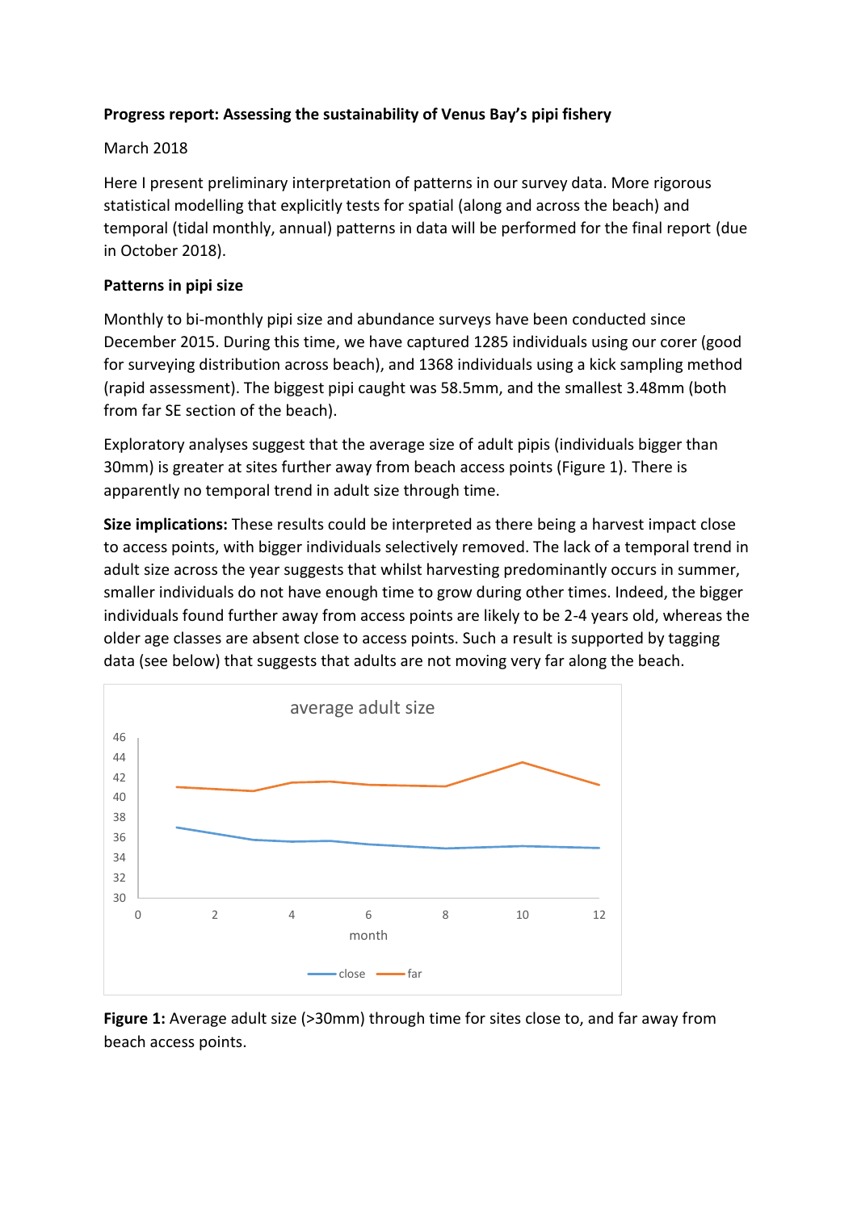**Progress report: Assessing the sustainability of Venus Bay's pipi fishery**

March 2018

Here I present preliminary interpretation of patterns in our survey data. More rigorous statistical modelling that explicitly tests for spatial (along and across the beach) and temporal (tidal monthly, annual) patterns in data will be performed for the final report (due in October 2018).

**Patterns in pipi size**

Monthly to bi-monthly pipi size and abundance surveys have been conducted since December 2015. During this time, we have captured 1285 individuals using our corer (good for surveying distribution across beach), and 1368 individuals using a kick sampling method (rapid assessment). The biggest pipi caught was 58.5mm, and the smallest 3.48mm (both from far SE section of the beach).

Exploratory analyses suggest that the average size of adult pipis (individuals bigger than 30mm) is greater at sites further away from beach access points (Figure 1). There is apparently no temporal trend in adult size through time.

**Size implications:** These results could be interpreted as there being a harvest impact close to access points, with bigger individuals selectively removed. The lack of a temporal trend in adult size across the year suggests that whilst harvesting predominantly occurs in summer, smaller individuals do not have enough time to grow during other times. Indeed, the bigger individuals found further away from access points are likely to be 2-4 years old, whereas the older age classes are absent close to access points. Such a result is supported by tagging data (see below) that suggests that adults are not moving very far along the beach.

**Figure 1:** Average adult size (>30mm) through time for sites close to, and far away from beach access points.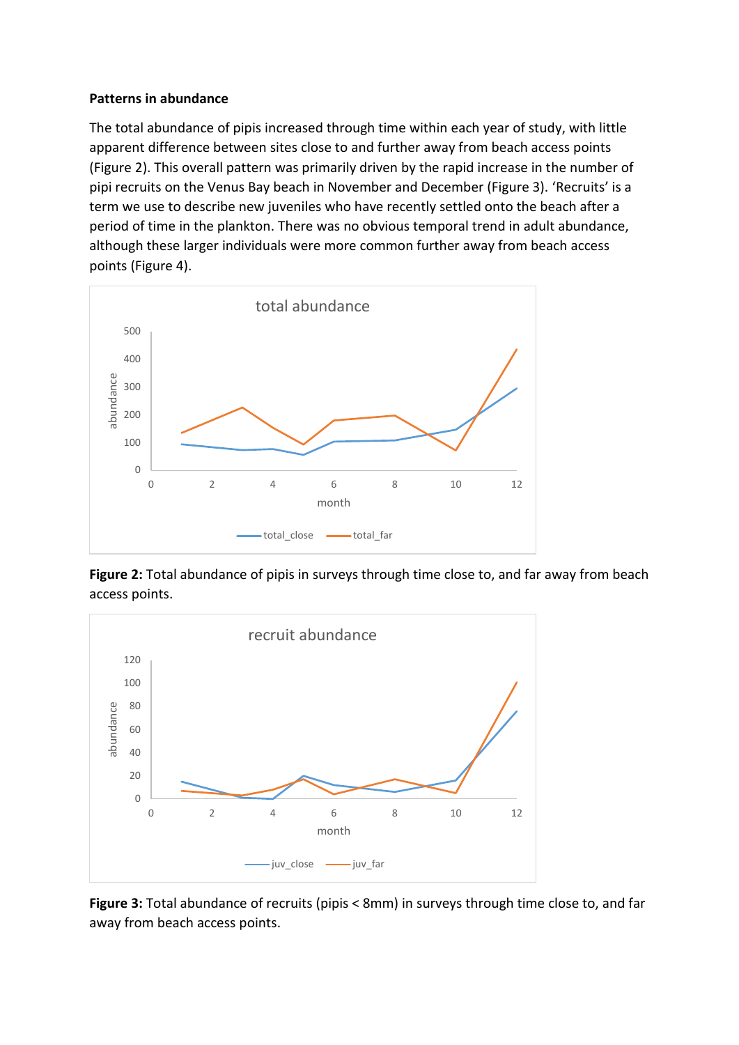**Patterns in abundance**

The total abundance of pipis increased through time within each year of study, with little apparent difference between sites close to and further away from beach access points (Figure 2). This overall pattern was primarily driven by the rapid increase in the number of pipi recruits on the Venus Bay beach in November and December (Figure 3). 'Recruits' is a term we use to describe new juveniles who have recently settled onto the beach after a period of time in the plankton. There was no obvious temporal trend in adult abundance, although these larger individuals were more common further away from beach access points (Figure 4).

**Figure 2:** Total abundance of pipis in surveys through time close to, and far away from beach access points.

**Figure 3:** Total abundance of recruits (pipis < 8mm) in surveys through time close to, and far away from beach access points.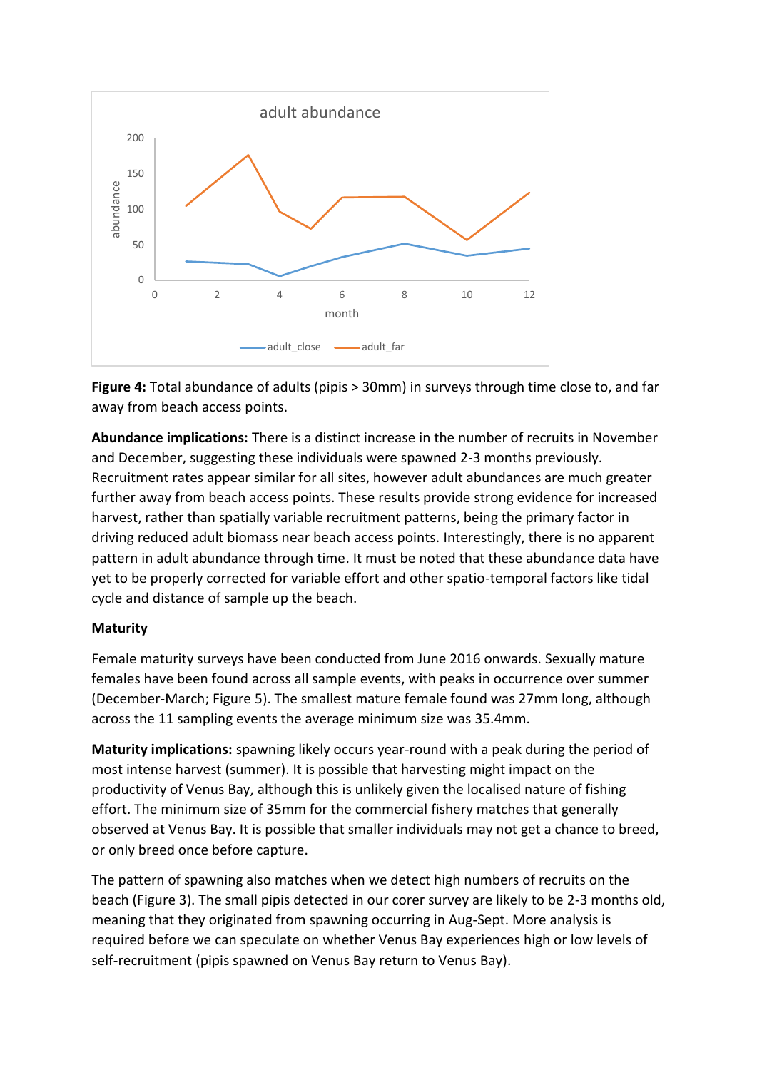**Figure 4:** Total abundance of adults (pipis > 30mm) in surveys through time close to, and far away from beach access points.

**Abundance implications:** There is a distinct increase in the number of recruits in November and December, suggesting these individuals were spawned 2-3 months previously. Recruitment rates appear similar for all sites, however adult abundances are much greater further away from beach access points. These results provide strong evidence for increased harvest, rather than spatially variable recruitment patterns, being the primary factor in driving reduced adult biomass near beach access points. Interestingly, there is no apparent pattern in adult abundance through time. It must be noted that these abundance data have yet to be properly corrected for variable effort and other spatio-temporal factors like tidal cycle and distance of sample up the beach.

**Maturity**

Female maturity surveys have been conducted from June 2016 onwards. Sexually mature females have been found across all sample events, with peaks in occurrence over summer (December-March; Figure 5). The smallest mature female found was 27mm long, although across the 11 sampling events the average minimum size was 35.4mm.

**Maturity implications:** spawning likely occurs year-round with a peak during the period of most intense harvest (summer). It is possible that harvesting might impact on the productivity of Venus Bay, although this is unlikely given the localised nature of fishing effort. The minimum size of 35mm for the commercial fishery matches that generally observed at Venus Bay. It is possible that smaller individuals may not get a chance to breed, or only breed once before capture.

The pattern of spawning also matches when we detect high numbers of recruits on the beach (Figure 3). The small pipis detected in our corer survey are likely to be 2-3 months old, meaning that they originated from spawning occurring in Aug-Sept. More analysis is required before we can speculate on whether Venus Bay experiences high or low levels of self-recruitment (pipis spawned on Venus Bay return to Venus Bay).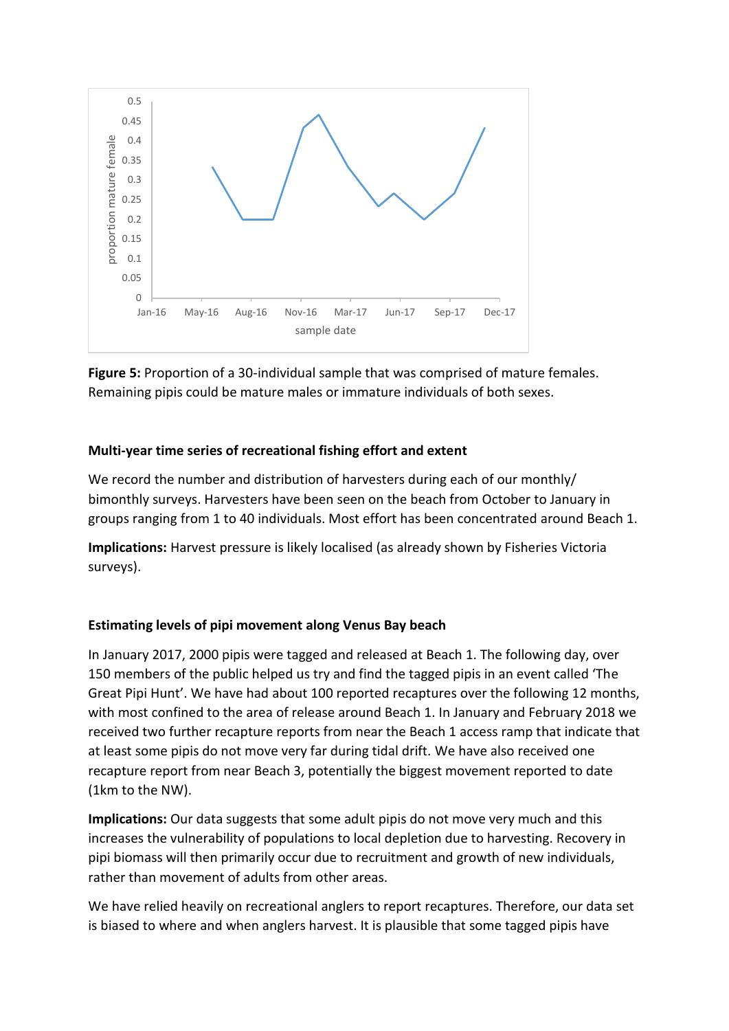**Figure 5:** Proportion of a 30-individual sample that was comprised of mature females. Remaining pipis could be mature males or immature individuals of both sexes.

### Multi-year time series of recreational fishing effort and extent

We record the number and distribution of harvesters during each of our monthly/ bimonthly surveys. Harvesters have been seen on the beach from October to January in groups ranging from 1 to 40 individuals. Most effort has been concentrated around Beach 1.

**Implications:** Harvest pressure is likely localised (as already shown by Fisheries Victoria surveys).

### Estimating levels of pipi movement along Venus Bay beach

In January 2017, 2000 pipis were tagged and released at Beach 1. The following day, over 150 members of the public helped us try and find the tagged pipis in an event called 'The Great Pipi Hunt'. We have had about 100 reported recaptures over the following 12 months, with most confined to the area of release around Beach 1. In January and February 2018 we received two further recapture reports from near the Beach 1 access ramp that indicate that at least some pipis do not move very far during tidal drift. We have also received one recapture report from near Beach 3, potentially the biggest movement reported to date (1km to the NW).

**Implications:** Our data suggests that some adult pipis do not move very much and this increases the vulnerability of populations to local depletion due to harvesting. Recovery in pipi biomass will then primarily occur due to recruitment and growth of new individuals, rather than movement of adults from other areas.

We have relied heavily on recreational anglers to report recaptures. Therefore, our data set is biased to where and when anglers harvest. It is plausible that some tagged pipis have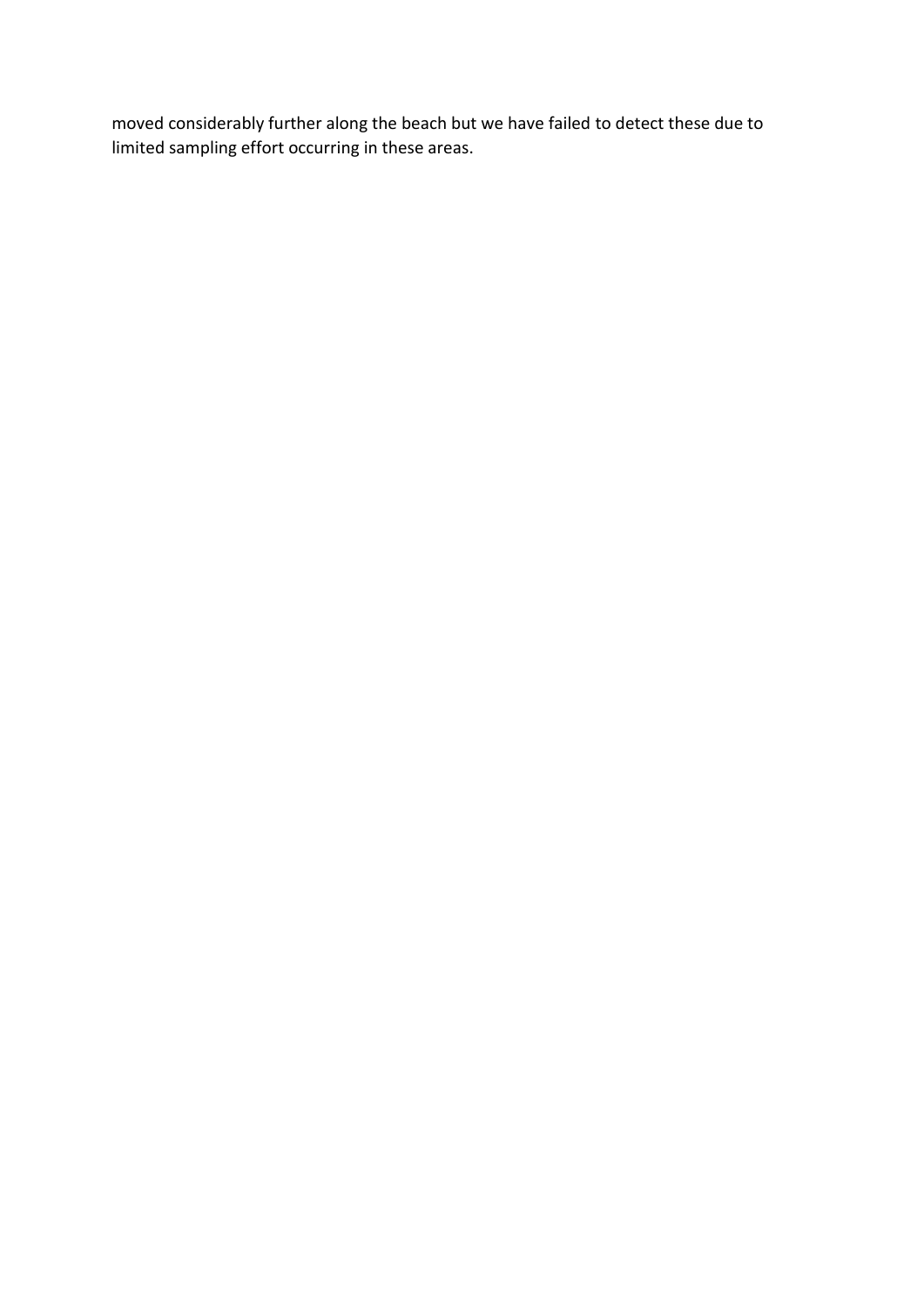moved considerably further along the beach but we have failed to detect these due to limited sampling effort occurring in these areas.